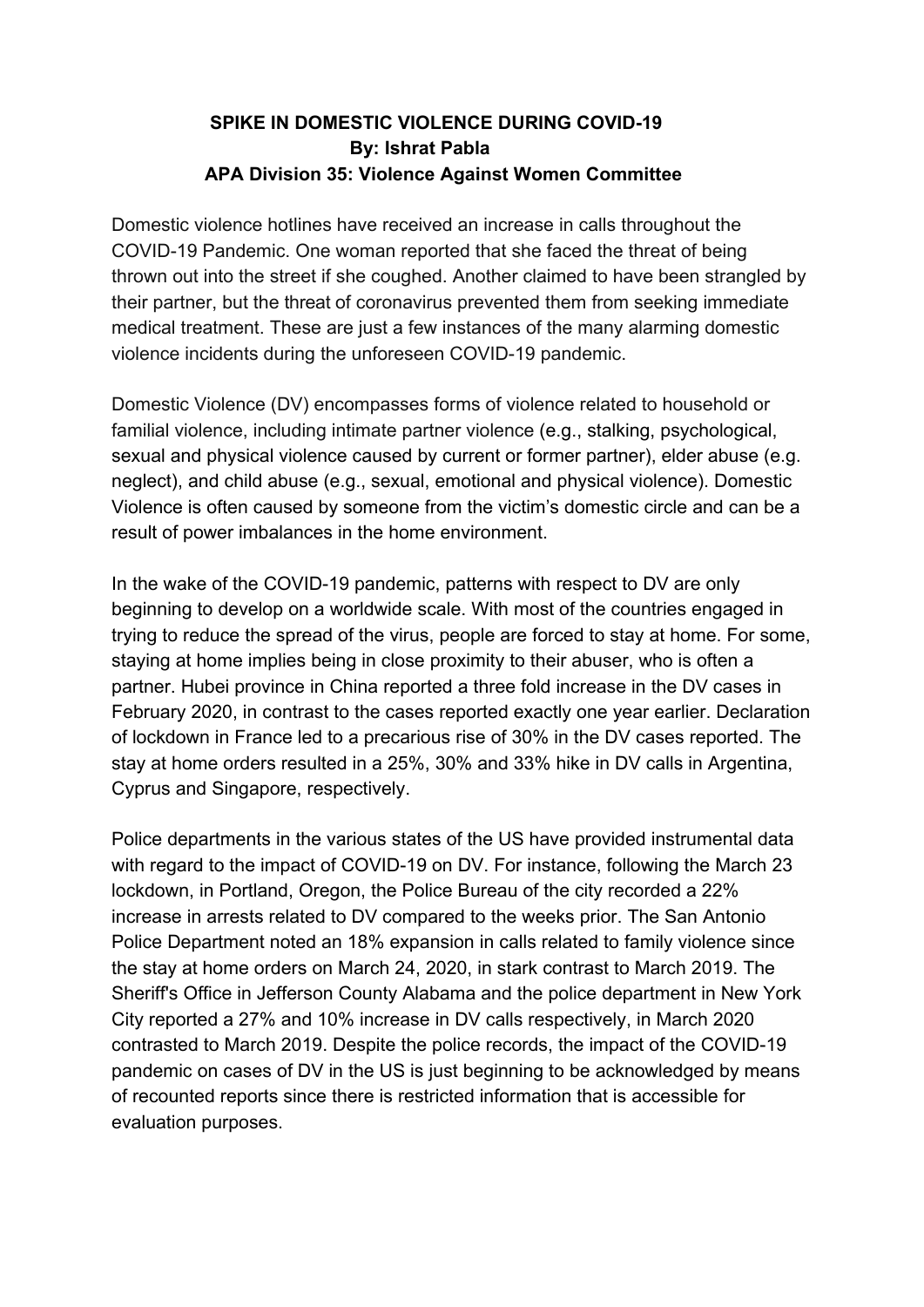# SPIKE IN DOMESTIC VIOLENCE DURING COVID-19

**By: Ishrat Pabla**

**APA Division 35: Violence Against Women Committee**

Domestic violence hotlines have received an increase in calls throughout the COVID-19 Pandemic. One woman reported that she faced the threat of being thrown out into the street if she coughed. Another claimed to have been strangled by their partner, but the threat of coronavirus prevented them from seeking immediate medical treatment. These are just a few instances of the many alarming domestic violence incidents during the unforeseen COVID-19 pandemic.

Domestic Violence (DV) encompasses forms of violence related to household or familial violence, including intimate partner violence (e.g., stalking, psychological, sexual and physical violence caused by current or former partner), elder abuse (e.g. neglect), and child abuse (e.g., sexual, emotional and physical violence). Domestic Violence is often caused by someone from the victim's domestic circle and can be a result of power imbalances in the home environment.

In the wake of the COVID-19 pandemic, patterns with respect to DV are only beginning to develop on a worldwide scale. With most of the countries engaged in trying to reduce the spread of the virus, people are forced to stay at home. For some, staying at home implies being in close proximity to their abuser, who is often a partner. Hubei province in China reported a three fold increase in the DV cases in February 2020, in contrast to the cases reported exactly one year earlier. Declaration of lockdown in France led to a precarious rise of 30% in the DV cases reported. The stay at home orders resulted in a 25%, 30% and 33% hike in DV calls in Argentina, Cyprus and Singapore, respectively.

Police departments in the various states of the US have provided instrumental data with regard to the impact of COVID-19 on DV. For instance, following the March 23 lockdown, in Portland, Oregon, the Police Bureau of the city recorded a 22% increase in arrests related to DV compared to the weeks prior. The San Antonio Police Department noted an 18% expansion in calls related to family violence since the stay at home orders on March 24, 2020, in stark contrast to March 2019. The Sheriff's Office in Jefferson County Alabama and the police department in New York City reported a 27% and 10% increase in DV calls respectively, in March 2020 contrasted to March 2019. Despite the police records, the impact of the COVID-19 pandemic on cases of DV in the US is just beginning to be acknowledged by means of recounted reports since there is restricted information that is accessible for evaluation purposes.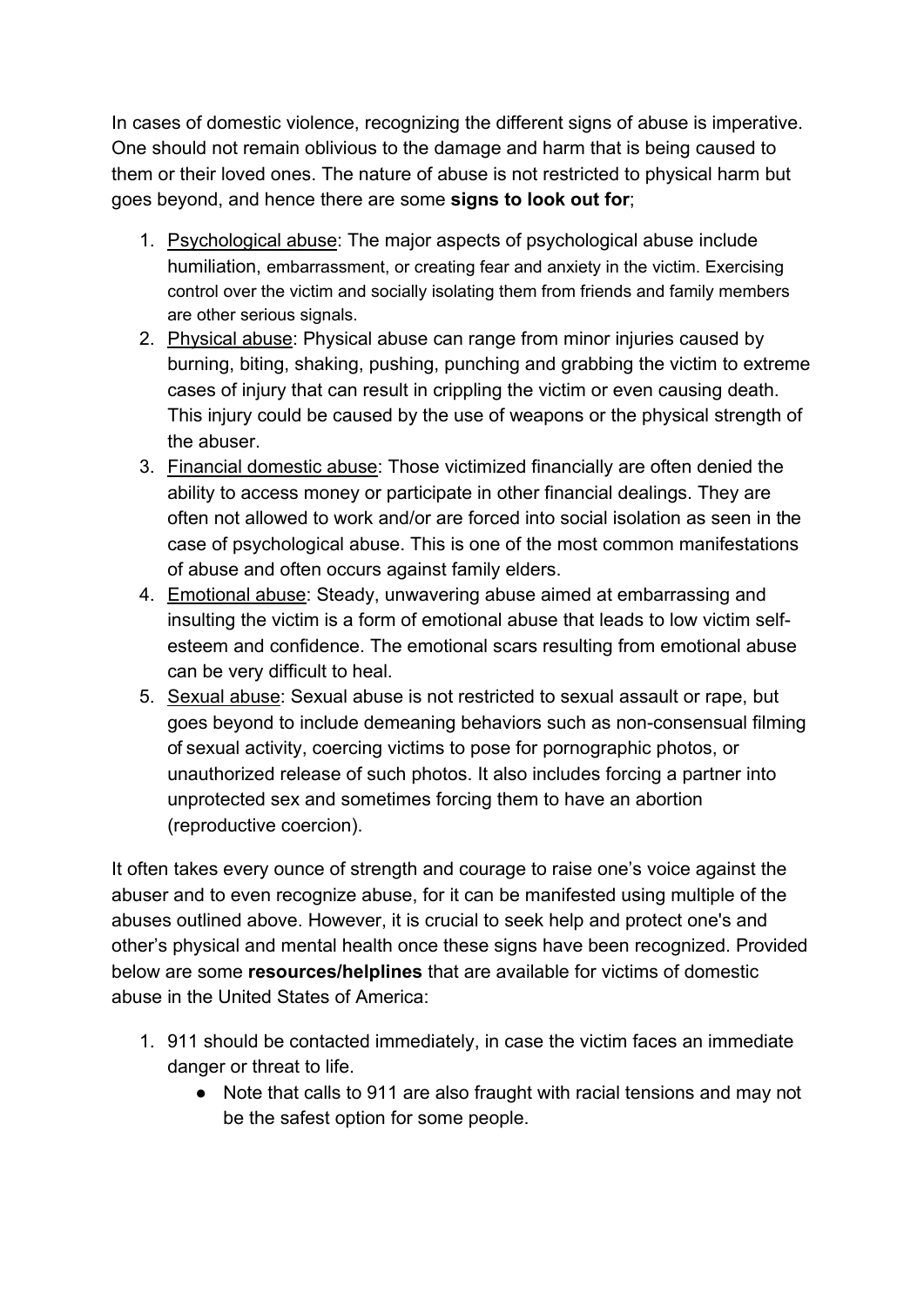In cases of domestic violence, recognizing the different signs of abuse is imperative. One should not remain oblivious to the damage and harm that is being caused to them or their loved ones. The nature of abuse is not restricted to physical harm but goes beyond, and hence there are some **signs to look out for**;

1. Psychological abuse: The major aspects of psychological abuse include humiliation, embarrassment, or creating fear and anxiety in the victim. Exercising control over the victim and socially isolating them from friends and family members are other serious signals.
2. Physical abuse: Physical abuse can range from minor injuries caused by burning, biting, shaking, pushing, punching and grabbing the victim to extreme cases of injury that can result in crippling the victim or even causing death. This injury could be caused by the use of weapons or the physical strength of the abuser.
3. Financial domestic abuse: Those victimized financially are often denied the ability to access money or participate in other financial dealings. They are often not allowed to work and/or are forced into social isolation as seen in the case of psychological abuse. This is one of the most common manifestations of abuse and often occurs against family elders.
4. Emotional abuse: Steady, unwavering abuse aimed at embarrassing and insulting the victim is a form of emotional abuse that leads to low victim self-esteem and confidence. The emotional scars resulting from emotional abuse can be very difficult to heal.
5. Sexual abuse: Sexual abuse is not restricted to sexual assault or rape, but goes beyond to include demeaning behaviors such as non-consensual filming of sexual activity, coercing victims to pose for pornographic photos, or unauthorized release of such photos. It also includes forcing a partner into unprotected sex and sometimes forcing them to have an abortion (reproductive coercion).

It often takes every ounce of strength and courage to raise one's voice against the abuser and to even recognize abuse, for it can be manifested using multiple of the abuses outlined above. However, it is crucial to seek help and protect one's and other's physical and mental health once these signs have been recognized. Provided below are some **resources/helplines** that are available for victims of domestic abuse in the United States of America:

1. 911 should be contacted immediately, in case the victim faces an immediate danger or threat to life.
   - Note that calls to 911 are also fraught with racial tensions and may not be the safest option for some people.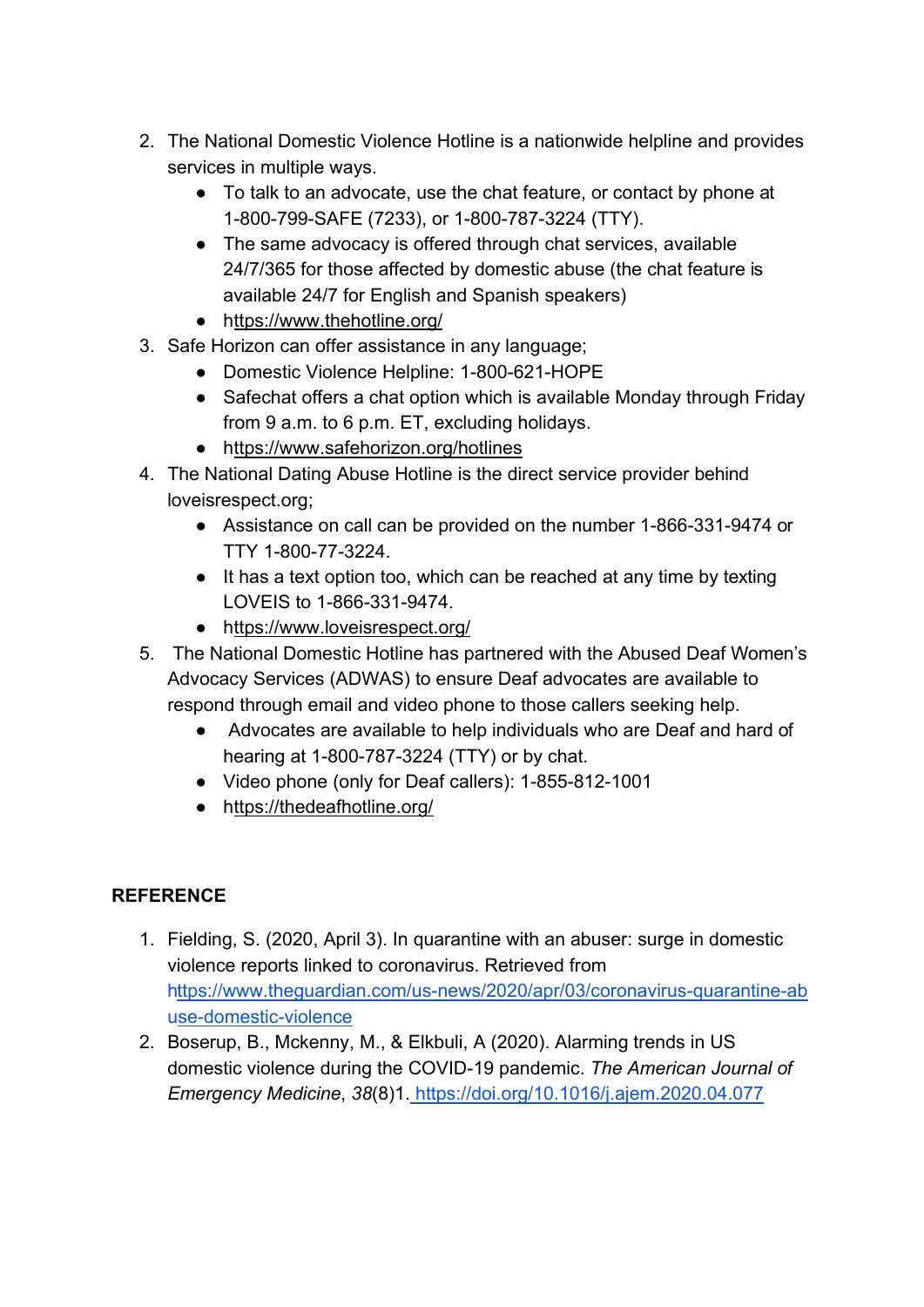2. The National Domestic Violence Hotline is a nationwide helpline and provides services in multiple ways.
    - To talk to an advocate, use the chat feature, or contact by phone at 1-800-799-SAFE (7233), or 1-800-787-3224 (TTY).
    - The same advocacy is offered through chat services, available 24/7/365 for those affected by domestic abuse (the chat feature is available 24/7 for English and Spanish speakers)
    - https://www.thehotline.org/
3. Safe Horizon can offer assistance in any language;
    - Domestic Violence Helpline: 1-800-621-HOPE
    - Safechat offers a chat option which is available Monday through Friday from 9 a.m. to 6 p.m. ET, excluding holidays.
    - https://www.safehorizon.org/hotlines
4. The National Dating Abuse Hotline is the direct service provider behind loveisrespect.org;
    - Assistance on call can be provided on the number 1-866-331-9474 or TTY 1-800-77-3224.
    - It has a text option too, which can be reached at any time by texting LOVEIS to 1-866-331-9474.
    - https://www.loveisrespect.org/
5. The National Domestic Hotline has partnered with the Abused Deaf Women's Advocacy Services (ADWAS) to ensure Deaf advocates are available to respond through email and video phone to those callers seeking help.
    - Advocates are available to help individuals who are Deaf and hard of hearing at 1-800-787-3224 (TTY) or by chat.
    - Video phone (only for Deaf callers): 1-855-812-1001
    - https://thedeafhotline.org/

**REFERENCE**

1. Fielding, S. (2020, April 3). In quarantine with an abuser: surge in domestic violence reports linked to coronavirus. Retrieved from https://www.theguardian.com/us-news/2020/apr/03/coronavirus-quarantine-abuse-domestic-violence
2. Boserup, B., Mckenny, M., & Elkbuli, A (2020). Alarming trends in US domestic violence during the COVID-19 pandemic. *The American Journal of Emergency Medicine*, *38*(8)1. https://doi.org/10.1016/j.ajem.2020.04.077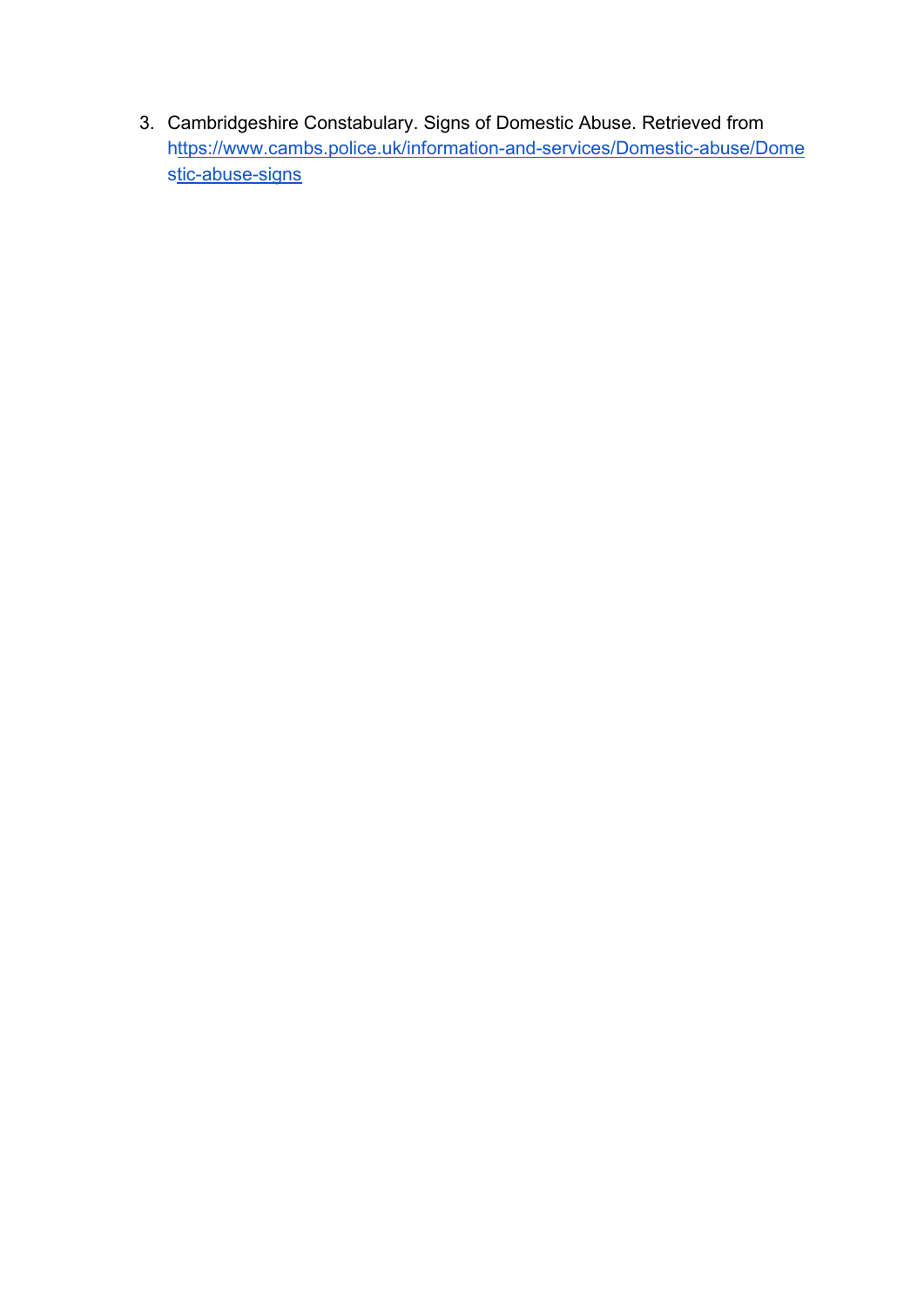3. Cambridgeshire Constabulary. Signs of Domestic Abuse. Retrieved from https://www.cambs.police.uk/information-and-services/Domestic-abuse/Domestic-abuse-signs